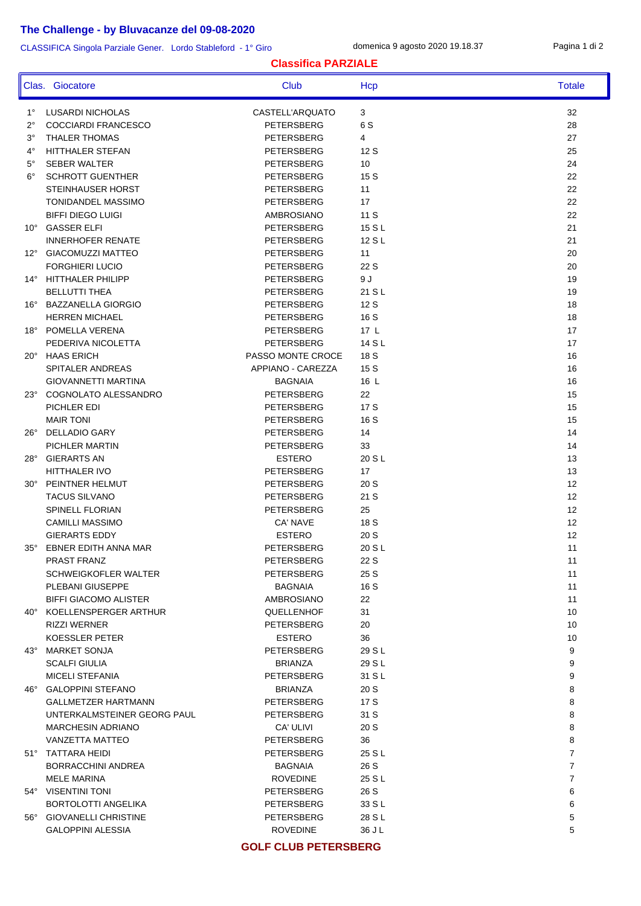## The Challenge - by Bluvacanze del 09-08-2020

CLASSIFICA Singola Parziale Gener. Lordo Stableford - 1° Giro    domenica 9 agosto 2020 19.18.37

### Classifica PARZIALE

| Clas. | Giocatore | Club | Hcp | Totale |
|---|---|---|---|---|
| 1° | LUSARDI NICHOLAS | CASTELL'ARQUATO | 3 | 32 |
| 2° | COCCIARDI FRANCESCO | PETERSBERG | 6 S | 28 |
| 3° | THALER THOMAS | PETERSBERG | 4 | 27 |
| 4° | HITTHALER STEFAN | PETERSBERG | 12 S | 25 |
| 5° | SEBER WALTER | PETERSBERG | 10 | 24 |
| 6° | SCHROTT GUENTHER | PETERSBERG | 15 S | 22 |
| | STEINHAUSER HORST | PETERSBERG | 11 | 22 |
| | TONIDANDEL MASSIMO | PETERSBERG | 17 | 22 |
| | BIFFI DIEGO LUIGI | AMBROSIANO | 11 S | 22 |
| 10° | GASSER ELFI | PETERSBERG | 15 S L | 21 |
| | INNERHOFER RENATE | PETERSBERG | 12 S L | 21 |
| 12° | GIACOMUZZI MATTEO | PETERSBERG | 11 | 20 |
| | FORGHIERI LUCIO | PETERSBERG | 22 S | 20 |
| 14° | HITTHALER PHILIPP | PETERSBERG | 9 J | 19 |
| | BELLUTTI THEA | PETERSBERG | 21 S L | 19 |
| 16° | BAZZANELLA GIORGIO | PETERSBERG | 12 S | 18 |
| | HERREN MICHAEL | PETERSBERG | 16 S | 18 |
| 18° | POMELLA VERENA | PETERSBERG | 17 L | 17 |
| | PEDERIVA NICOLETTA | PETERSBERG | 14 S L | 17 |
| 20° | HAAS ERICH | PASSO MONTE CROCE | 18 S | 16 |
| | SPITALER ANDREAS | APPIANO - CAREZZA | 15 S | 16 |
| | GIOVANNETTI MARTINA | BAGNAIA | 16 L | 16 |
| 23° | COGNOLATO ALESSANDRO | PETERSBERG | 22 | 15 |
| | PICHLER EDI | PETERSBERG | 17 S | 15 |
| | MAIR TONI | PETERSBERG | 16 S | 15 |
| 26° | DELLADIO GARY | PETERSBERG | 14 | 14 |
| | PICHLER MARTIN | PETERSBERG | 33 | 14 |
| 28° | GIERARTS AN | ESTERO | 20 S L | 13 |
| | HITTHALER IVO | PETERSBERG | 17 | 13 |
| 30° | PEINTNER HELMUT | PETERSBERG | 20 S | 12 |
| | TACUS SILVANO | PETERSBERG | 21 S | 12 |
| | SPINELL FLORIAN | PETERSBERG | 25 | 12 |
| | CAMILLI MASSIMO | CA' NAVE | 18 S | 12 |
| | GIERARTS EDDY | ESTERO | 20 S | 12 |
| 35° | EBNER EDITH ANNA MAR | PETERSBERG | 20 S L | 11 |
| | PRAST FRANZ | PETERSBERG | 22 S | 11 |
| | SCHWEIGKOFLER WALTER | PETERSBERG | 25 S | 11 |
| | PLEBANI GIUSEPPE | BAGNAIA | 16 S | 11 |
| | BIFFI GIACOMO ALISTER | AMBROSIANO | 22 | 11 |
| 40° | KOELLENSPERGER ARTHUR | QUELLENHOF | 31 | 10 |
| | RIZZI WERNER | PETERSBERG | 20 | 10 |
| | KOESSLER PETER | ESTERO | 36 | 10 |
| 43° | MARKET SONJA | PETERSBERG | 29 S L | 9 |
| | SCALFI GIULIA | BRIANZA | 29 S L | 9 |
| | MICELI STEFANIA | PETERSBERG | 31 S L | 9 |
| 46° | GALOPPINI STEFANO | BRIANZA | 20 S | 8 |
| | GALLMETZER HARTMANN | PETERSBERG | 17 S | 8 |
| | UNTERKALMSTEINER GEORG PAUL | PETERSBERG | 31 S | 8 |
| | MARCHESIN ADRIANO | CA' ULIVI | 20 S | 8 |
| | VANZETTA MATTEO | PETERSBERG | 36 | 8 |
| 51° | TATTARA HEIDI | PETERSBERG | 25 S L | 7 |
| | BORRACCHINI ANDREA | BAGNAIA | 26 S | 7 |
| | MELE MARINA | ROVEDINE | 25 S L | 7 |
| 54° | VISENTINI TONI | PETERSBERG | 26 S | 6 |
| | BORTOLOTTI ANGELIKA | PETERSBERG | 33 S L | 6 |
| 56° | GIOVANELLI CHRISTINE | PETERSBERG | 28 S L | 5 |
| | GALOPPINI ALESSIA | ROVEDINE | 36 J L | 5 |

**GOLF CLUB PETERSBERG**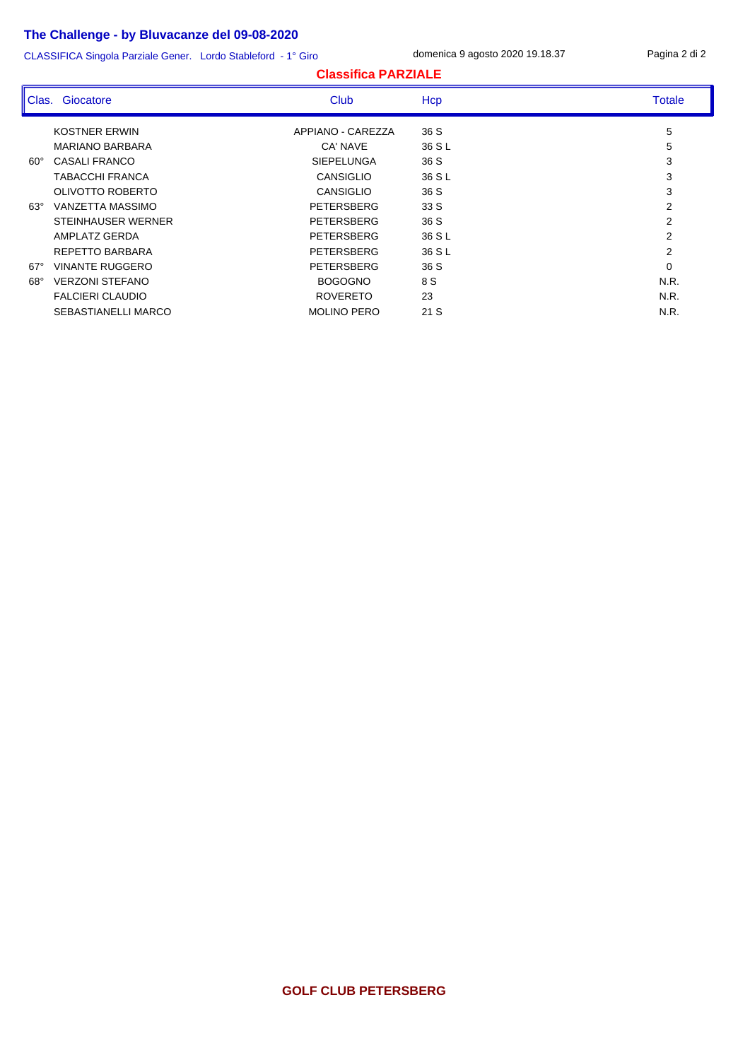## The Challenge - by Bluvacanze del 09-08-2020

CLASSIFICA Singola Parziale Gener. Lordo Stableford - 1° Giro

domenica 9 agosto 2020 19.18.37

### Classifica PARZIALE

| Clas. | Giocatore | Club | Hcp | Totale |
|---|---|---|---|---|
| | KOSTNER ERWIN | APPIANO - CAREZZA | 36 S | 5 |
| | MARIANO BARBARA | CA' NAVE | 36 S L | 5 |
| 60° | CASALI FRANCO | SIEPELUNGA | 36 S | 3 |
| | TABACCHI FRANCA | CANSIGLIO | 36 S L | 3 |
| | OLIVOTTO ROBERTO | CANSIGLIO | 36 S | 3 |
| 63° | VANZETTA MASSIMO | PETERSBERG | 33 S | 2 |
| | STEINHAUSER WERNER | PETERSBERG | 36 S | 2 |
| | AMPLATZ GERDA | PETERSBERG | 36 S L | 2 |
| | REPETTO BARBARA | PETERSBERG | 36 S L | 2 |
| 67° | VINANTE RUGGERO | PETERSBERG | 36 S | 0 |
| 68° | VERZONI STEFANO | BOGOGNO | 8 S | N.R. |
| | FALCIERI CLAUDIO | ROVERETO | 23 | N.R. |
| | SEBASTIANELLI MARCO | MOLINO PERO | 21 S | N.R. |

**GOLF CLUB PETERSBERG**